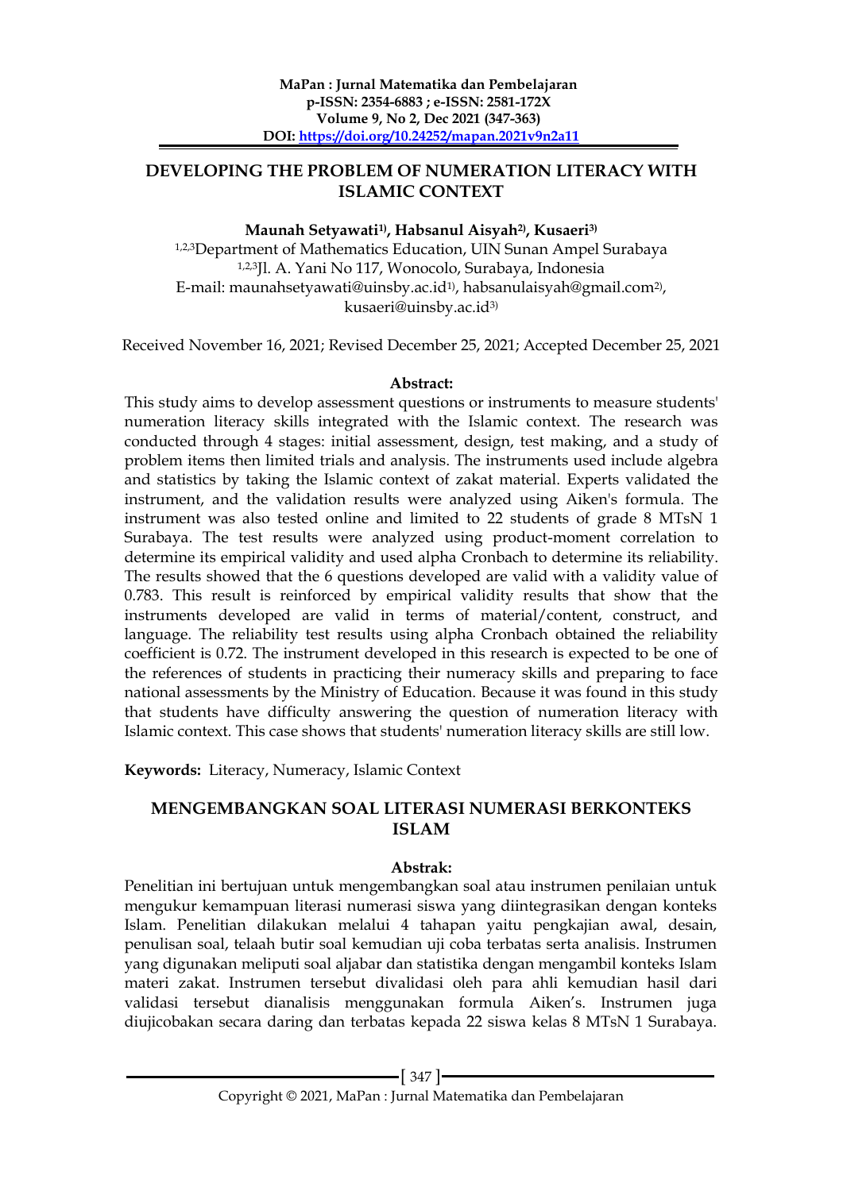# DEVELOPING THE PROBLEM OF NUMERATION LITERACY WITH ISLAMIC CONTEXT

**Maunah Setyawati[1], Habsanul Aisyah[2], Kusaeri[3]**

[1,2,3]Department of Mathematics Education, UIN Sunan Ampel Surabaya
[1,2,3]Jl. A. Yani No 117, Wonocolo, Surabaya, Indonesia
E-mail: maunahsetyawati@uinsby.ac.id[1], habsanulaisyah@gmail.com[2], kusaeri@uinsby.ac.id[3]

Received November 16, 2021; Revised December 25, 2021; Accepted December 25, 2021

**Abstract:**

This study aims to develop assessment questions or instruments to measure students' numeration literacy skills integrated with the Islamic context. The research was conducted through 4 stages: initial assessment, design, test making, and a study of problem items then limited trials and analysis. The instruments used include algebra and statistics by taking the Islamic context of zakat material. Experts validated the instrument, and the validation results were analyzed using Aiken's formula. The instrument was also tested online and limited to 22 students of grade 8 MTsN 1 Surabaya. The test results were analyzed using product-moment correlation to determine its empirical validity and used alpha Cronbach to determine its reliability. The results showed that the 6 questions developed are valid with a validity value of 0.783. This result is reinforced by empirical validity results that show that the instruments developed are valid in terms of material/content, construct, and language. The reliability test results using alpha Cronbach obtained the reliability coefficient is 0.72. The instrument developed in this research is expected to be one of the references of students in practicing their numeracy skills and preparing to face national assessments by the Ministry of Education. Because it was found in this study that students have difficulty answering the question of numeration literacy with Islamic context. This case shows that students' numeration literacy skills are still low.

**Keywords:** Literacy, Numeracy, Islamic Context

# MENGEMBANGKAN SOAL LITERASI NUMERASI BERKONTEKS ISLAM

**Abstrak:**

Penelitian ini bertujuan untuk mengembangkan soal atau instrumen penilaian untuk mengukur kemampuan literasi numerasi siswa yang diintegrasikan dengan konteks Islam. Penelitian dilakukan melalui 4 tahapan yaitu pengkajian awal, desain, penulisan soal, telaah butir soal kemudian uji coba terbatas serta analisis. Instrumen yang digunakan meliputi soal aljabar dan statistika dengan mengambil konteks Islam materi zakat. Instrumen tersebut divalidasi oleh para ahli kemudian hasil dari validasi tersebut dianalisis menggunakan formula Aiken's. Instrumen juga diujicobakan secara daring dan terbatas kepada 22 siswa kelas 8 MTsN 1 Surabaya.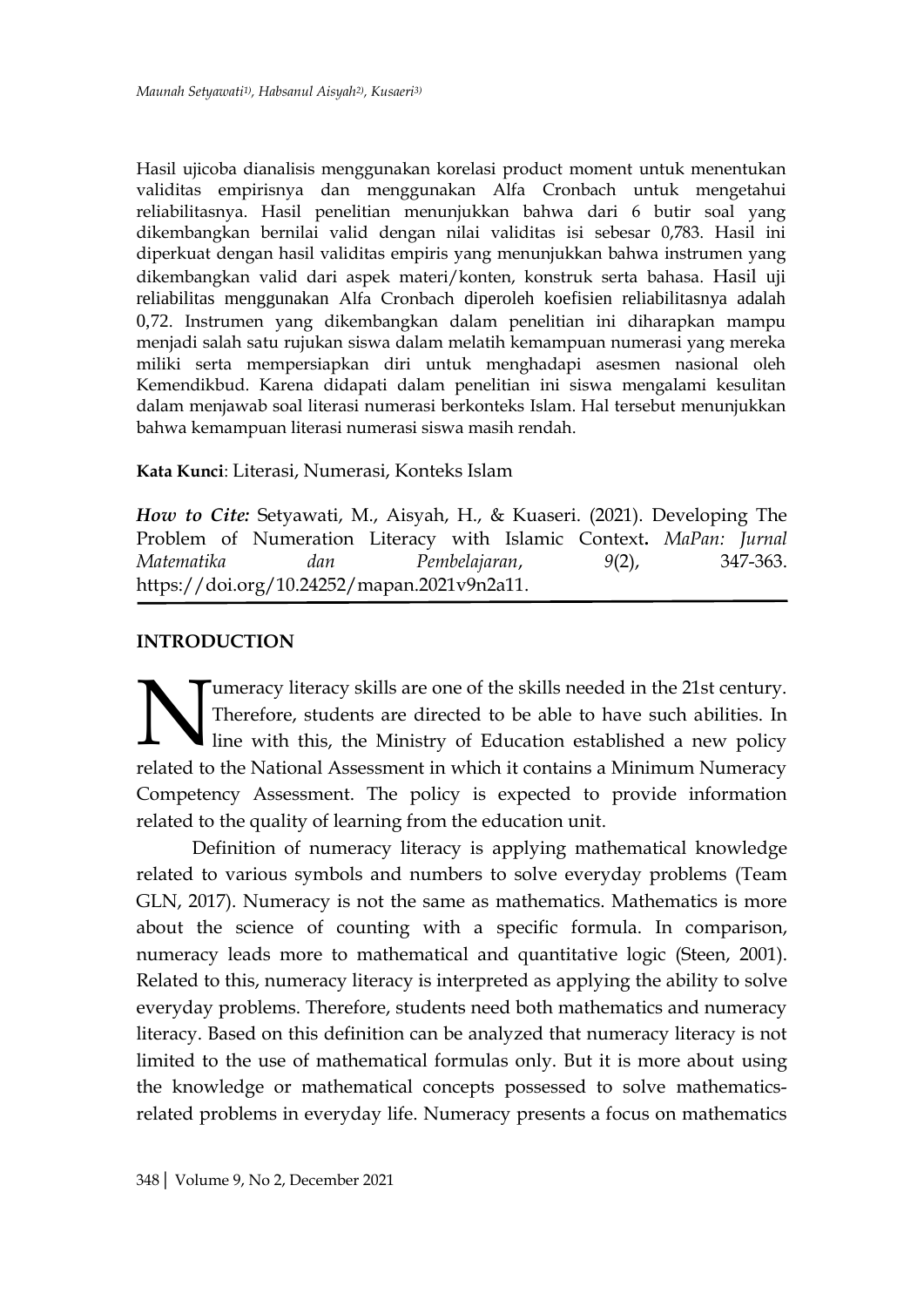Hasil ujicoba dianalisis menggunakan korelasi product moment untuk menentukan validitas empirisnya dan menggunakan Alfa Cronbach untuk mengetahui reliabilitasnya. Hasil penelitian menunjukkan bahwa dari 6 butir soal yang dikembangkan bernilai valid dengan nilai validitas isi sebesar 0,783. Hasil ini diperkuat dengan hasil validitas empiris yang menunjukkan bahwa instrumen yang dikembangkan valid dari aspek materi/konten, konstruk serta bahasa. Hasil uji reliabilitas menggunakan Alfa Cronbach diperoleh koefisien reliabilitasnya adalah 0,72. Instrumen yang dikembangkan dalam penelitian ini diharapkan mampu menjadi salah satu rujukan siswa dalam melatih kemampuan numerasi yang mereka miliki serta mempersiapkan diri untuk menghadapi asesmen nasional oleh Kemendikbud. Karena didapati dalam penelitian ini siswa mengalami kesulitan dalam menjawab soal literasi numerasi berkonteks Islam. Hal tersebut menunjukkan bahwa kemampuan literasi numerasi siswa masih rendah.

**Kata Kunci**: Literasi, Numerasi, Konteks Islam

***How to Cite:*** Setyawati, M., Aisyah, H., & Kuaseri. (2021). Developing The Problem of Numeration Literacy with Islamic Context**.** *MaPan: Jurnal Matematika dan Pembelajaran*, *9*(2), 347-363. https://doi.org/10.24252/mapan.2021v9n2a11.

## INTRODUCTION

Numeracy literacy skills are one of the skills needed in the 21st century. Therefore, students are directed to be able to have such abilities. In line with this, the Ministry of Education established a new policy related to the National Assessment in which it contains a Minimum Numeracy Competency Assessment. The policy is expected to provide information related to the quality of learning from the education unit.

Definition of numeracy literacy is applying mathematical knowledge related to various symbols and numbers to solve everyday problems (Team GLN, 2017). Numeracy is not the same as mathematics. Mathematics is more about the science of counting with a specific formula. In comparison, numeracy leads more to mathematical and quantitative logic (Steen, 2001). Related to this, numeracy literacy is interpreted as applying the ability to solve everyday problems. Therefore, students need both mathematics and numeracy literacy. Based on this definition can be analyzed that numeracy literacy is not limited to the use of mathematical formulas only. But it is more about using the knowledge or mathematical concepts possessed to solve mathematics-related problems in everyday life. Numeracy presents a focus on mathematics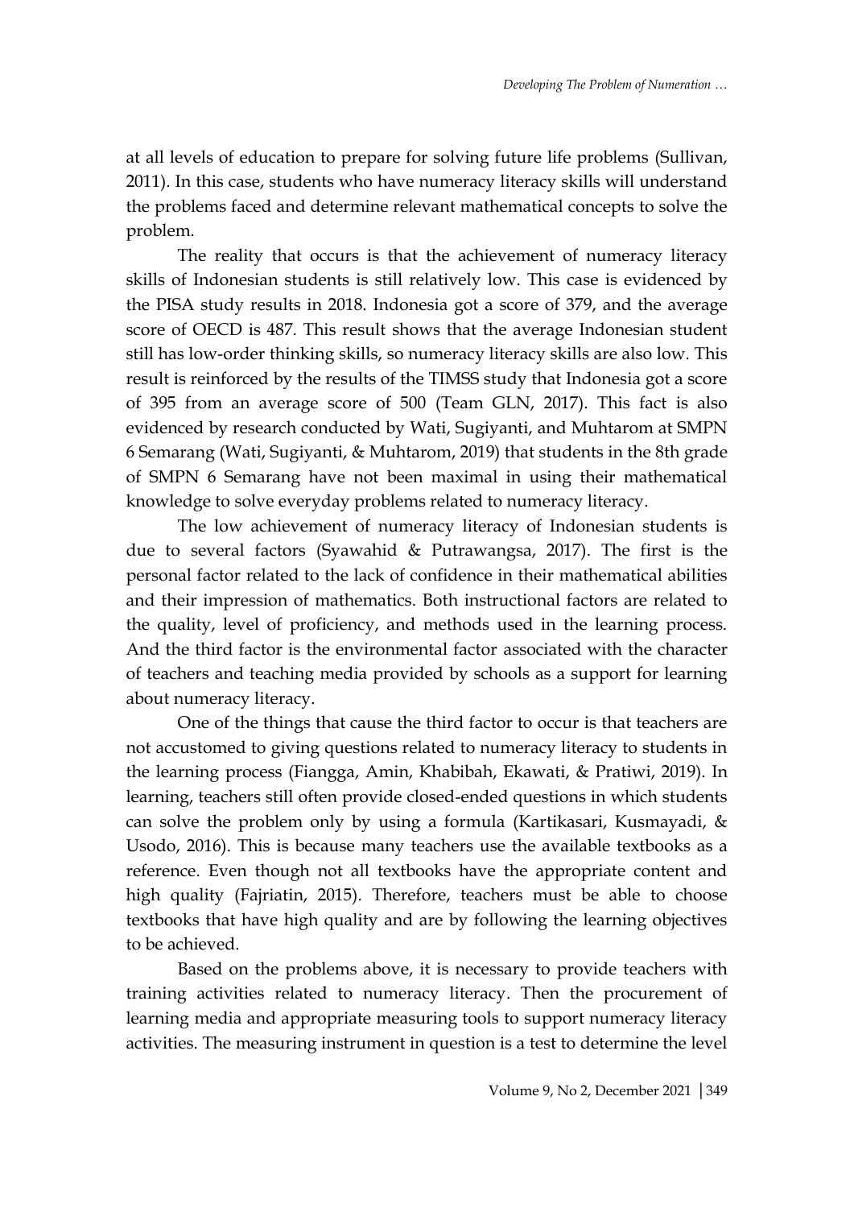at all levels of education to prepare for solving future life problems (Sullivan, 2011). In this case, students who have numeracy literacy skills will understand the problems faced and determine relevant mathematical concepts to solve the problem.

The reality that occurs is that the achievement of numeracy literacy skills of Indonesian students is still relatively low. This case is evidenced by the PISA study results in 2018. Indonesia got a score of 379, and the average score of OECD is 487. This result shows that the average Indonesian student still has low-order thinking skills, so numeracy literacy skills are also low. This result is reinforced by the results of the TIMSS study that Indonesia got a score of 395 from an average score of 500 (Team GLN, 2017). This fact is also evidenced by research conducted by Wati, Sugiyanti, and Muhtarom at SMPN 6 Semarang (Wati, Sugiyanti, & Muhtarom, 2019) that students in the 8th grade of SMPN 6 Semarang have not been maximal in using their mathematical knowledge to solve everyday problems related to numeracy literacy.

The low achievement of numeracy literacy of Indonesian students is due to several factors (Syawahid & Putrawangsa, 2017). The first is the personal factor related to the lack of confidence in their mathematical abilities and their impression of mathematics. Both instructional factors are related to the quality, level of proficiency, and methods used in the learning process. And the third factor is the environmental factor associated with the character of teachers and teaching media provided by schools as a support for learning about numeracy literacy.

One of the things that cause the third factor to occur is that teachers are not accustomed to giving questions related to numeracy literacy to students in the learning process (Fiangga, Amin, Khabibah, Ekawati, & Pratiwi, 2019). In learning, teachers still often provide closed-ended questions in which students can solve the problem only by using a formula (Kartikasari, Kusmayadi, & Usodo, 2016). This is because many teachers use the available textbooks as a reference. Even though not all textbooks have the appropriate content and high quality (Fajriatin, 2015). Therefore, teachers must be able to choose textbooks that have high quality and are by following the learning objectives to be achieved.

Based on the problems above, it is necessary to provide teachers with training activities related to numeracy literacy. Then the procurement of learning media and appropriate measuring tools to support numeracy literacy activities. The measuring instrument in question is a test to determine the level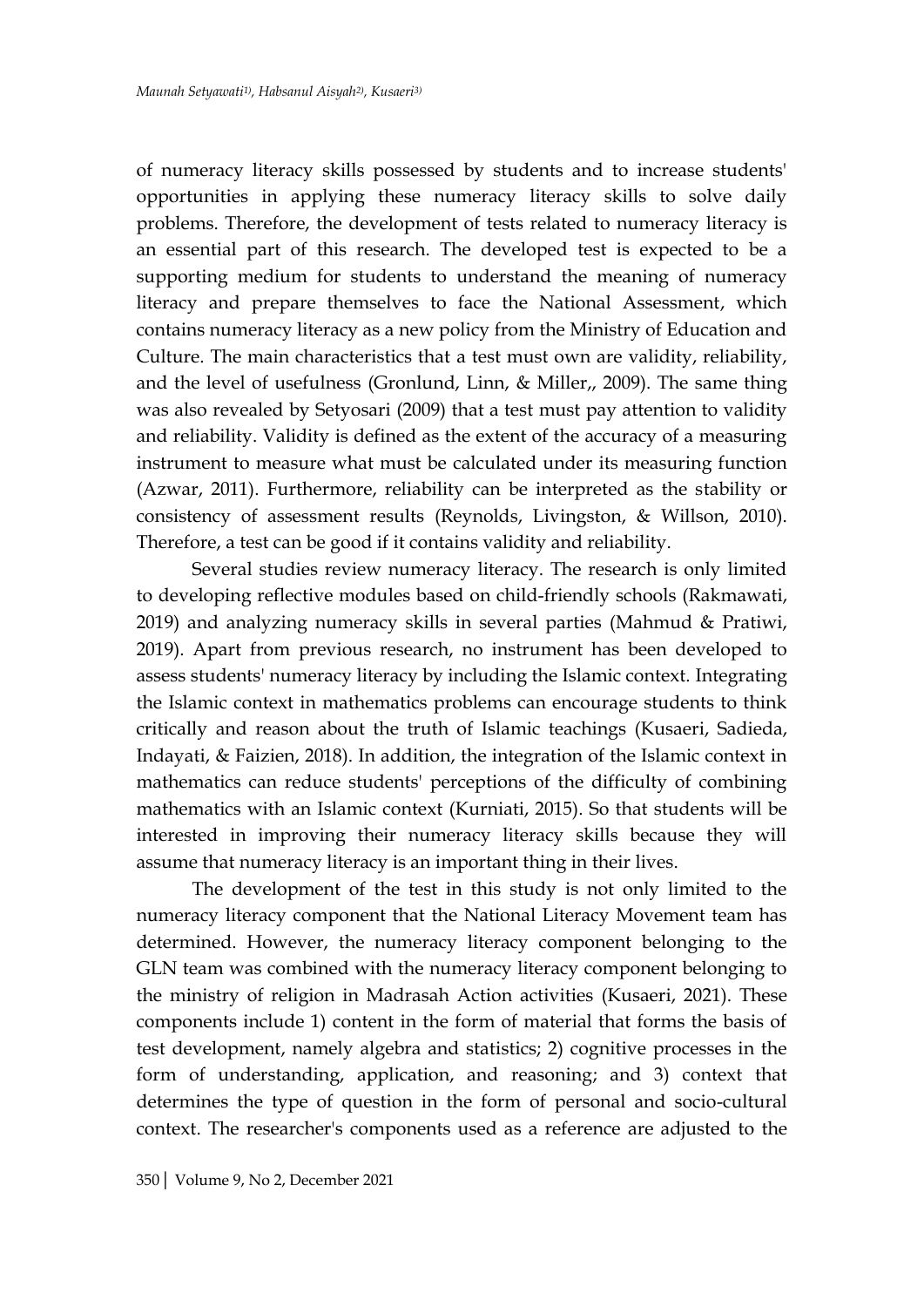of numeracy literacy skills possessed by students and to increase students' opportunities in applying these numeracy literacy skills to solve daily problems. Therefore, the development of tests related to numeracy literacy is an essential part of this research. The developed test is expected to be a supporting medium for students to understand the meaning of numeracy literacy and prepare themselves to face the National Assessment, which contains numeracy literacy as a new policy from the Ministry of Education and Culture. The main characteristics that a test must own are validity, reliability, and the level of usefulness (Gronlund, Linn, & Miller,, 2009). The same thing was also revealed by Setyosari (2009) that a test must pay attention to validity and reliability. Validity is defined as the extent of the accuracy of a measuring instrument to measure what must be calculated under its measuring function (Azwar, 2011). Furthermore, reliability can be interpreted as the stability or consistency of assessment results (Reynolds, Livingston, & Willson, 2010). Therefore, a test can be good if it contains validity and reliability.

Several studies review numeracy literacy. The research is only limited to developing reflective modules based on child-friendly schools (Rakmawati, 2019) and analyzing numeracy skills in several parties (Mahmud & Pratiwi, 2019). Apart from previous research, no instrument has been developed to assess students' numeracy literacy by including the Islamic context. Integrating the Islamic context in mathematics problems can encourage students to think critically and reason about the truth of Islamic teachings (Kusaeri, Sadieda, Indayati, & Faizien, 2018). In addition, the integration of the Islamic context in mathematics can reduce students' perceptions of the difficulty of combining mathematics with an Islamic context (Kurniati, 2015). So that students will be interested in improving their numeracy literacy skills because they will assume that numeracy literacy is an important thing in their lives.

The development of the test in this study is not only limited to the numeracy literacy component that the National Literacy Movement team has determined. However, the numeracy literacy component belonging to the GLN team was combined with the numeracy literacy component belonging to the ministry of religion in Madrasah Action activities (Kusaeri, 2021). These components include 1) content in the form of material that forms the basis of test development, namely algebra and statistics; 2) cognitive processes in the form of understanding, application, and reasoning; and 3) context that determines the type of question in the form of personal and socio-cultural context. The researcher's components used as a reference are adjusted to the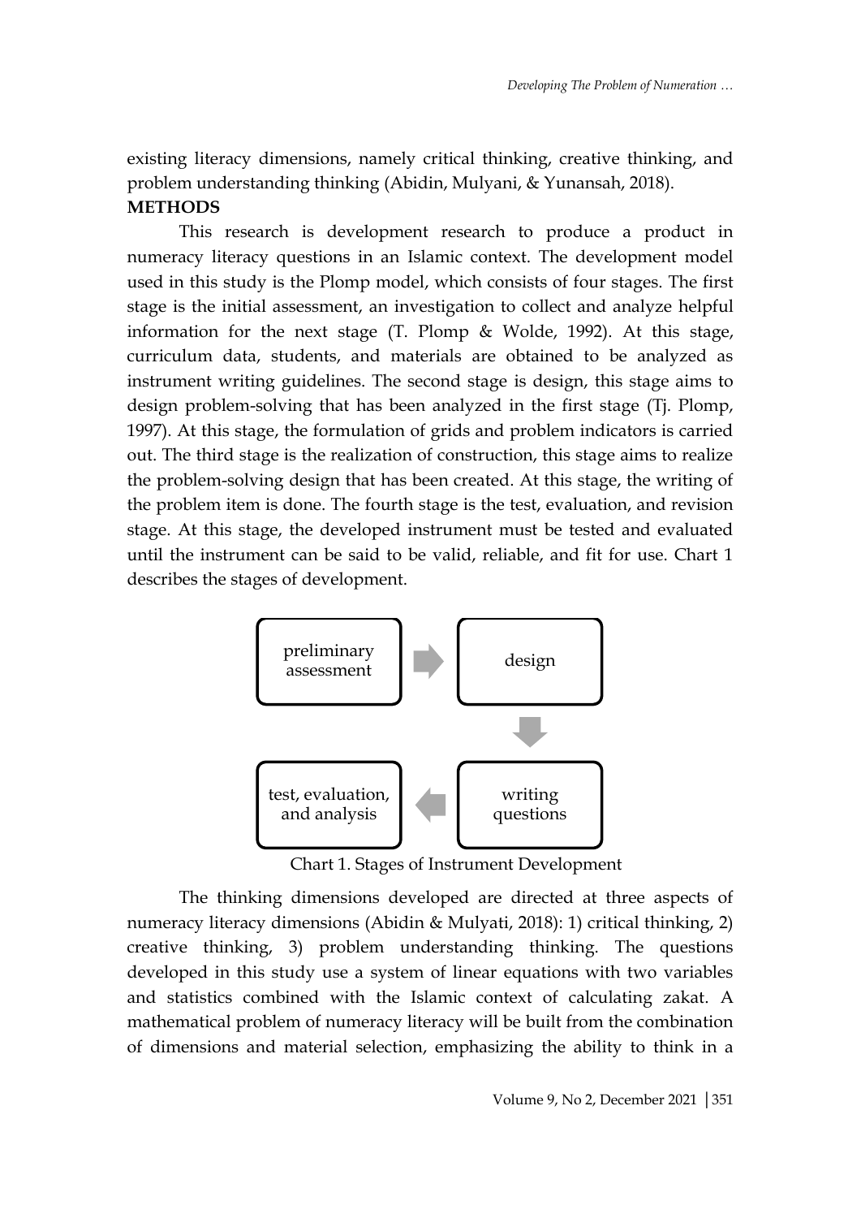existing literacy dimensions, namely critical thinking, creative thinking, and problem understanding thinking (Abidin, Mulyani, & Yunansah, 2018).

## METHODS

This research is development research to produce a product in numeracy literacy questions in an Islamic context. The development model used in this study is the Plomp model, which consists of four stages. The first stage is the initial assessment, an investigation to collect and analyze helpful information for the next stage (T. Plomp & Wolde, 1992). At this stage, curriculum data, students, and materials are obtained to be analyzed as instrument writing guidelines. The second stage is design, this stage aims to design problem-solving that has been analyzed in the first stage (Tj. Plomp, 1997). At this stage, the formulation of grids and problem indicators is carried out. The third stage is the realization of construction, this stage aims to realize the problem-solving design that has been created. At this stage, the writing of the problem item is done. The fourth stage is the test, evaluation, and revision stage. At this stage, the developed instrument must be tested and evaluated until the instrument can be said to be valid, reliable, and fit for use. Chart 1 describes the stages of development.

preliminary assessment → design → writing questions → test, evaluation, and analysis

Chart 1. Stages of Instrument Development

The thinking dimensions developed are directed at three aspects of numeracy literacy dimensions (Abidin & Mulyati, 2018): 1) critical thinking, 2) creative thinking, 3) problem understanding thinking. The questions developed in this study use a system of linear equations with two variables and statistics combined with the Islamic context of calculating zakat. A mathematical problem of numeracy literacy will be built from the combination of dimensions and material selection, emphasizing the ability to think in a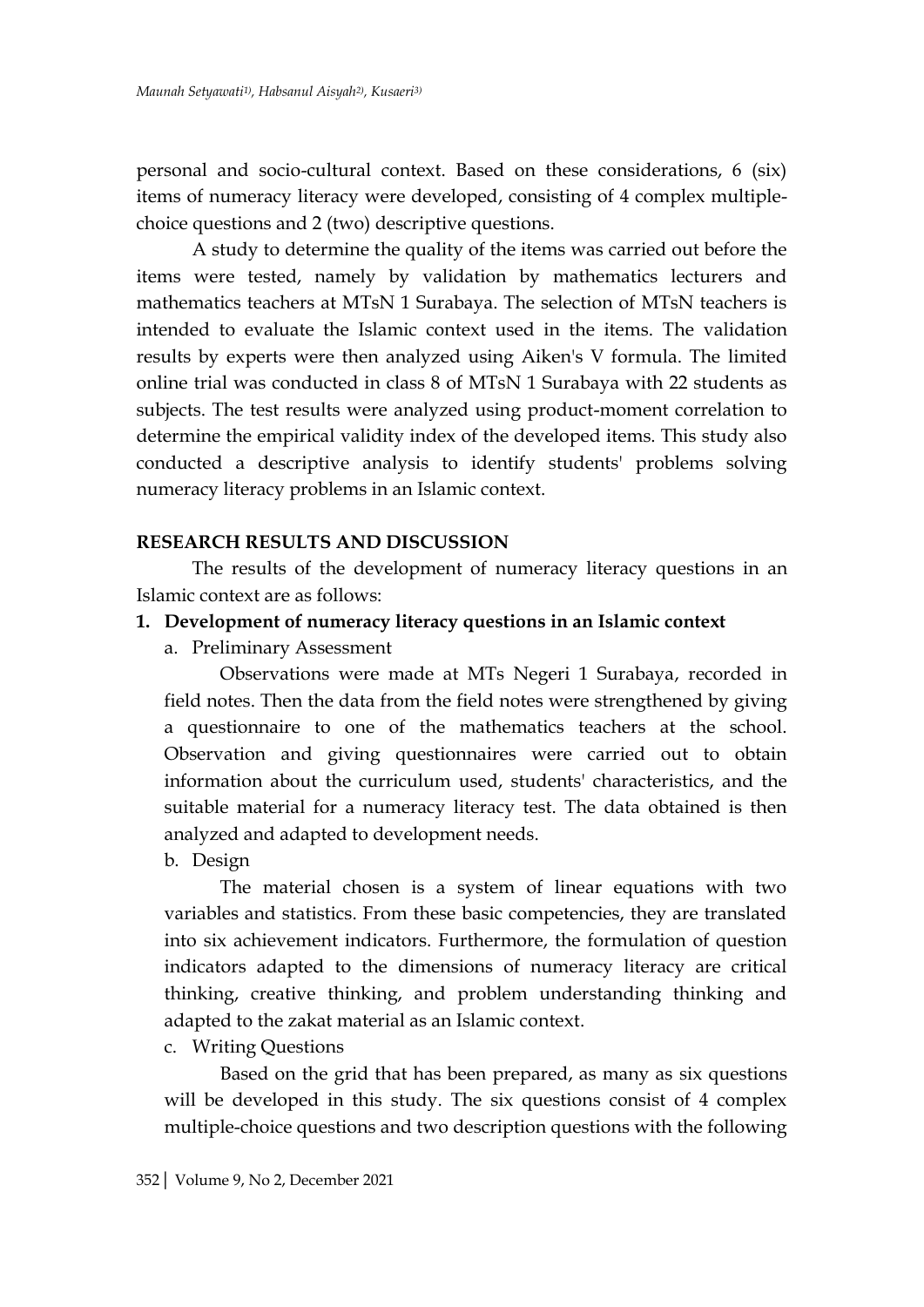personal and socio-cultural context. Based on these considerations, 6 (six) items of numeracy literacy were developed, consisting of 4 complex multiple-choice questions and 2 (two) descriptive questions.

A study to determine the quality of the items was carried out before the items were tested, namely by validation by mathematics lecturers and mathematics teachers at MTsN 1 Surabaya. The selection of MTsN teachers is intended to evaluate the Islamic context used in the items. The validation results by experts were then analyzed using Aiken's V formula. The limited online trial was conducted in class 8 of MTsN 1 Surabaya with 22 students as subjects. The test results were analyzed using product-moment correlation to determine the empirical validity index of the developed items. This study also conducted a descriptive analysis to identify students' problems solving numeracy literacy problems in an Islamic context.

## RESEARCH RESULTS AND DISCUSSION

The results of the development of numeracy literacy questions in an Islamic context are as follows:

1. **Development of numeracy literacy questions in an Islamic context**

   a. Preliminary Assessment

   Observations were made at MTs Negeri 1 Surabaya, recorded in field notes. Then the data from the field notes were strengthened by giving a questionnaire to one of the mathematics teachers at the school. Observation and giving questionnaires were carried out to obtain information about the curriculum used, students' characteristics, and the suitable material for a numeracy literacy test. The data obtained is then analyzed and adapted to development needs.

   b. Design

   The material chosen is a system of linear equations with two variables and statistics. From these basic competencies, they are translated into six achievement indicators. Furthermore, the formulation of question indicators adapted to the dimensions of numeracy literacy are critical thinking, creative thinking, and problem understanding thinking and adapted to the zakat material as an Islamic context.

   c. Writing Questions

   Based on the grid that has been prepared, as many as six questions will be developed in this study. The six questions consist of 4 complex multiple-choice questions and two description questions with the following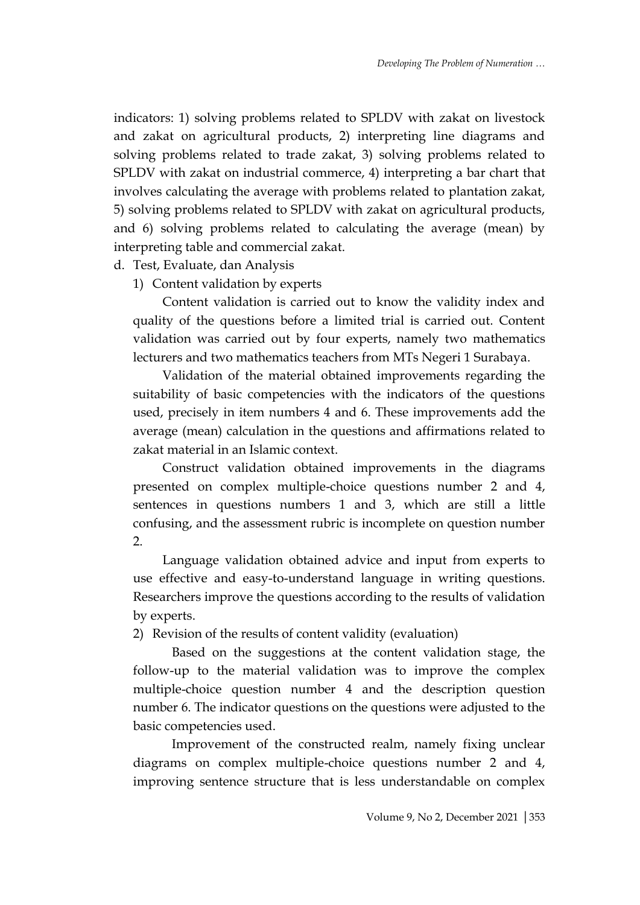indicators: 1) solving problems related to SPLDV with zakat on livestock and zakat on agricultural products, 2) interpreting line diagrams and solving problems related to trade zakat, 3) solving problems related to SPLDV with zakat on industrial commerce, 4) interpreting a bar chart that involves calculating the average with problems related to plantation zakat, 5) solving problems related to SPLDV with zakat on agricultural products, and 6) solving problems related to calculating the average (mean) by interpreting table and commercial zakat.

d. Test, Evaluate, dan Analysis

1) Content validation by experts

Content validation is carried out to know the validity index and quality of the questions before a limited trial is carried out. Content validation was carried out by four experts, namely two mathematics lecturers and two mathematics teachers from MTs Negeri 1 Surabaya.

Validation of the material obtained improvements regarding the suitability of basic competencies with the indicators of the questions used, precisely in item numbers 4 and 6. These improvements add the average (mean) calculation in the questions and affirmations related to zakat material in an Islamic context.

Construct validation obtained improvements in the diagrams presented on complex multiple-choice questions number 2 and 4, sentences in questions numbers 1 and 3, which are still a little confusing, and the assessment rubric is incomplete on question number 2.

Language validation obtained advice and input from experts to use effective and easy-to-understand language in writing questions. Researchers improve the questions according to the results of validation by experts.

2) Revision of the results of content validity (evaluation)

Based on the suggestions at the content validation stage, the follow-up to the material validation was to improve the complex multiple-choice question number 4 and the description question number 6. The indicator questions on the questions were adjusted to the basic competencies used.

Improvement of the constructed realm, namely fixing unclear diagrams on complex multiple-choice questions number 2 and 4, improving sentence structure that is less understandable on complex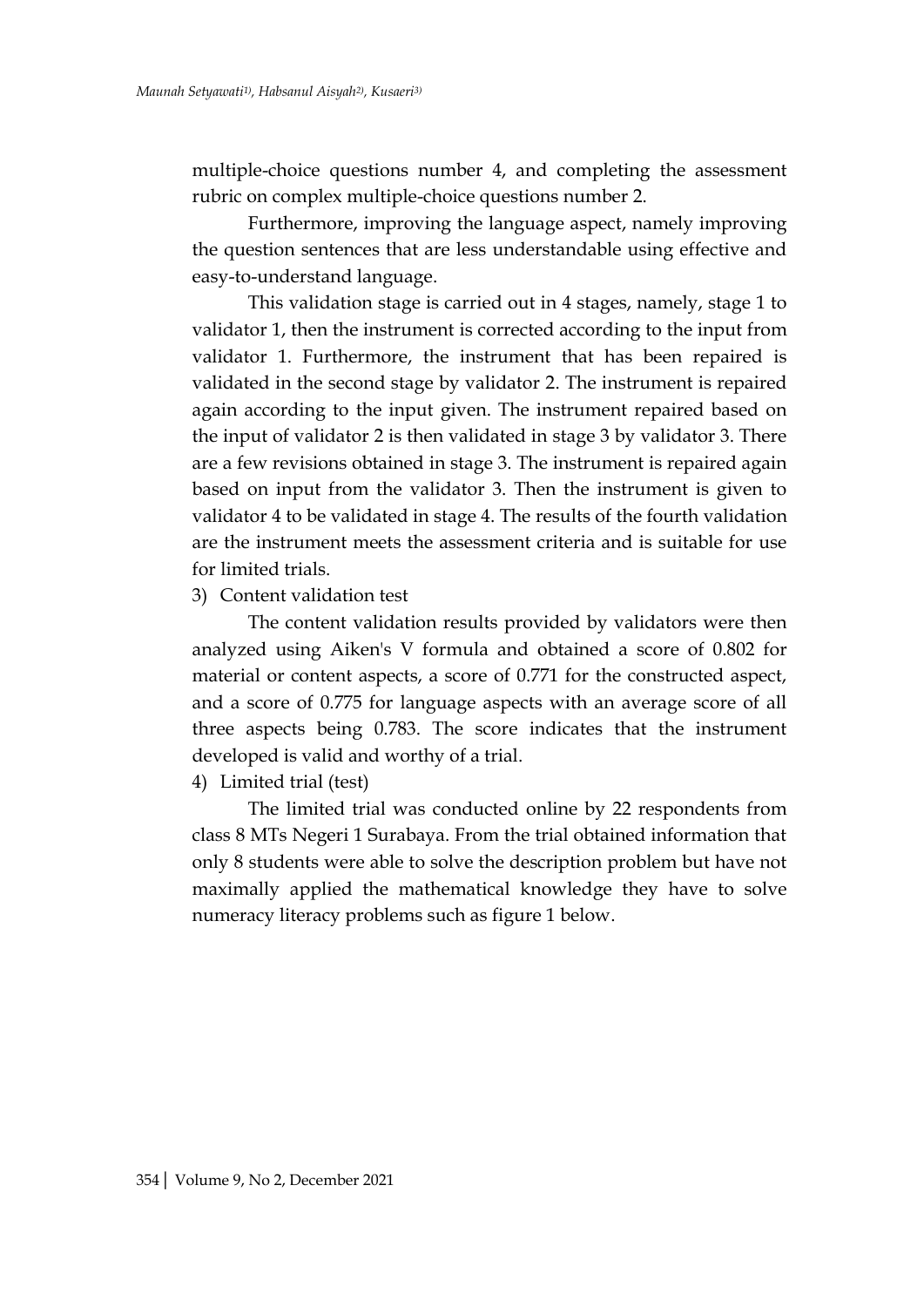multiple-choice questions number 4, and completing the assessment rubric on complex multiple-choice questions number 2.

Furthermore, improving the language aspect, namely improving the question sentences that are less understandable using effective and easy-to-understand language.

This validation stage is carried out in 4 stages, namely, stage 1 to validator 1, then the instrument is corrected according to the input from validator 1. Furthermore, the instrument that has been repaired is validated in the second stage by validator 2. The instrument is repaired again according to the input given. The instrument repaired based on the input of validator 2 is then validated in stage 3 by validator 3. There are a few revisions obtained in stage 3. The instrument is repaired again based on input from the validator 3. Then the instrument is given to validator 4 to be validated in stage 4. The results of the fourth validation are the instrument meets the assessment criteria and is suitable for use for limited trials.

3) Content validation test

The content validation results provided by validators were then analyzed using Aiken's V formula and obtained a score of 0.802 for material or content aspects, a score of 0.771 for the constructed aspect, and a score of 0.775 for language aspects with an average score of all three aspects being 0.783. The score indicates that the instrument developed is valid and worthy of a trial.

4) Limited trial (test)

The limited trial was conducted online by 22 respondents from class 8 MTs Negeri 1 Surabaya. From the trial obtained information that only 8 students were able to solve the description problem but have not maximally applied the mathematical knowledge they have to solve numeracy literacy problems such as figure 1 below.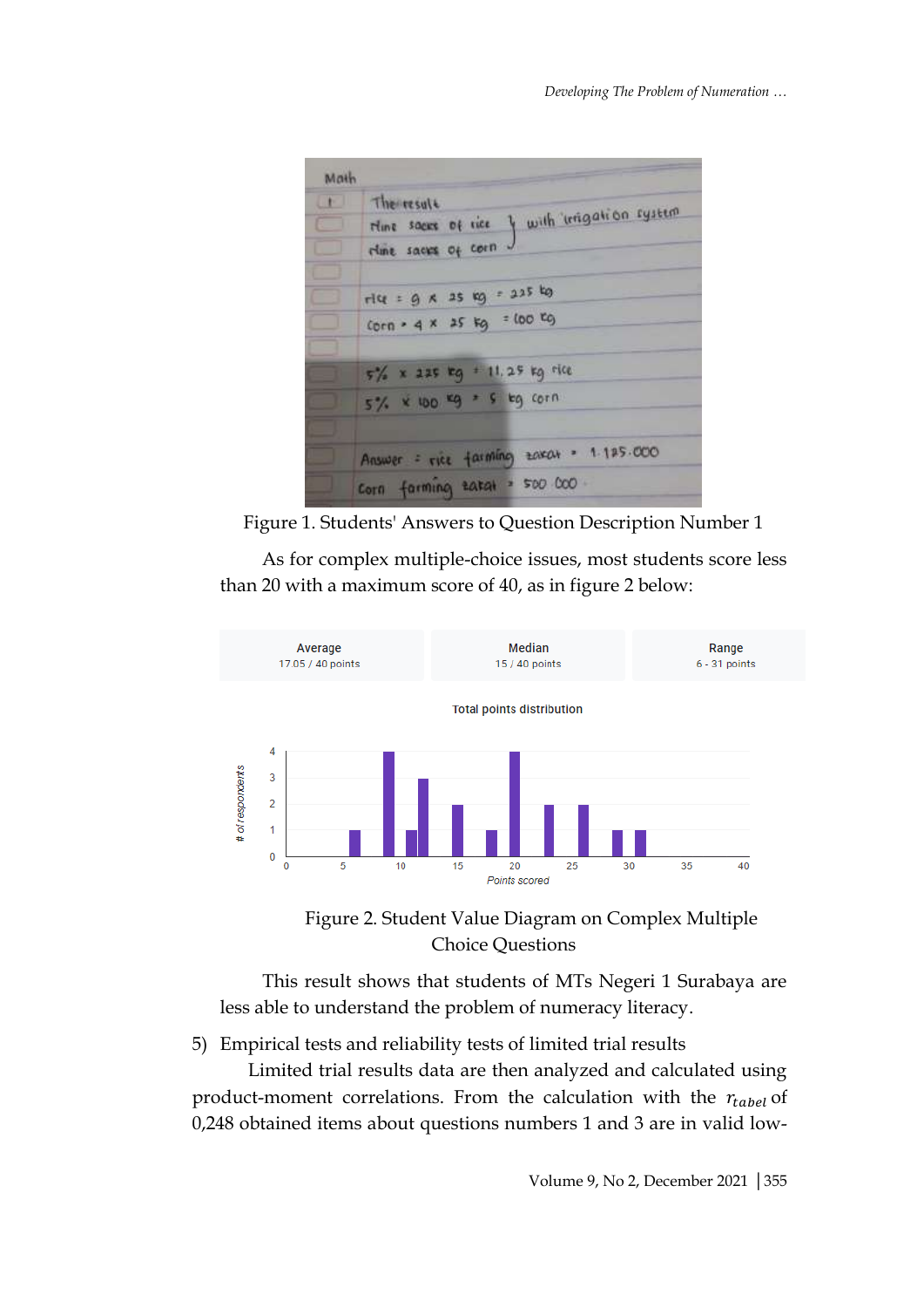Figure 1. Students' Answers to Question Description Number 1

As for complex multiple-choice issues, most students score less than 20 with a maximum score of 40, as in figure 2 below:

Figure 2. Student Value Diagram on Complex Multiple Choice Questions

This result shows that students of MTs Negeri 1 Surabaya are less able to understand the problem of numeracy literacy.

5) Empirical tests and reliability tests of limited trial results

Limited trial results data are then analyzed and calculated using product-moment correlations. From the calculation with the $r_{tabel}$ of 0,248 obtained items about questions numbers 1 and 3 are in valid low-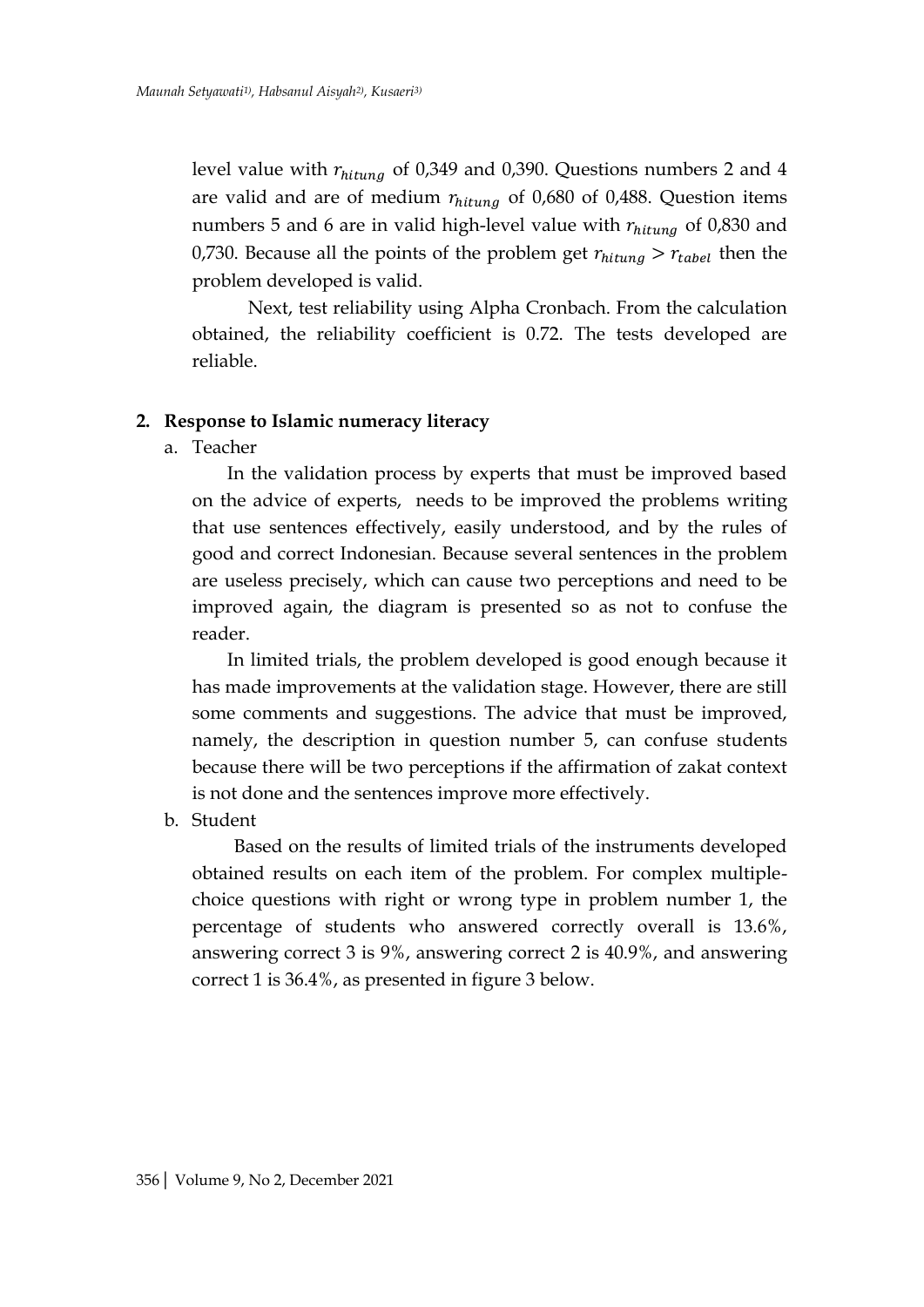level value with $r_{hitung}$ of 0,349 and 0,390. Questions numbers 2 and 4 are valid and are of medium $r_{hitung}$ of 0,680 of 0,488. Question items numbers 5 and 6 are in valid high-level value with $r_{hitung}$ of 0,830 and 0,730. Because all the points of the problem get $r_{hitung} > r_{tabel}$ then the problem developed is valid.

Next, test reliability using Alpha Cronbach. From the calculation obtained, the reliability coefficient is 0.72. The tests developed are reliable.

**2. Response to Islamic numeracy literacy**

a. Teacher

In the validation process by experts that must be improved based on the advice of experts, needs to be improved the problems writing that use sentences effectively, easily understood, and by the rules of good and correct Indonesian. Because several sentences in the problem are useless precisely, which can cause two perceptions and need to be improved again, the diagram is presented so as not to confuse the reader.

In limited trials, the problem developed is good enough because it has made improvements at the validation stage. However, there are still some comments and suggestions. The advice that must be improved, namely, the description in question number 5, can confuse students because there will be two perceptions if the affirmation of zakat context is not done and the sentences improve more effectively.

b. Student

Based on the results of limited trials of the instruments developed obtained results on each item of the problem. For complex multiple-choice questions with right or wrong type in problem number 1, the percentage of students who answered correctly overall is 13.6%, answering correct 3 is 9%, answering correct 2 is 40.9%, and answering correct 1 is 36.4%, as presented in figure 3 below.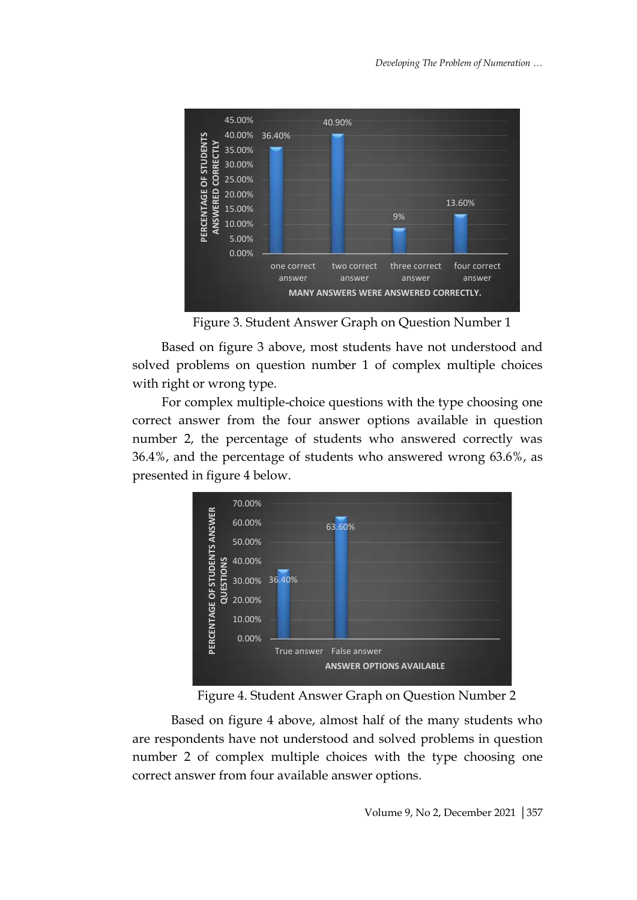Figure 3. Student Answer Graph on Question Number 1

Based on figure 3 above, most students have not understood and solved problems on question number 1 of complex multiple choices with right or wrong type.

For complex multiple-choice questions with the type choosing one correct answer from the four answer options available in question number 2, the percentage of students who answered correctly was 36.4%, and the percentage of students who answered wrong 63.6%, as presented in figure 4 below.

Figure 4. Student Answer Graph on Question Number 2

Based on figure 4 above, almost half of the many students who are respondents have not understood and solved problems in question number 2 of complex multiple choices with the type choosing one correct answer from four available answer options.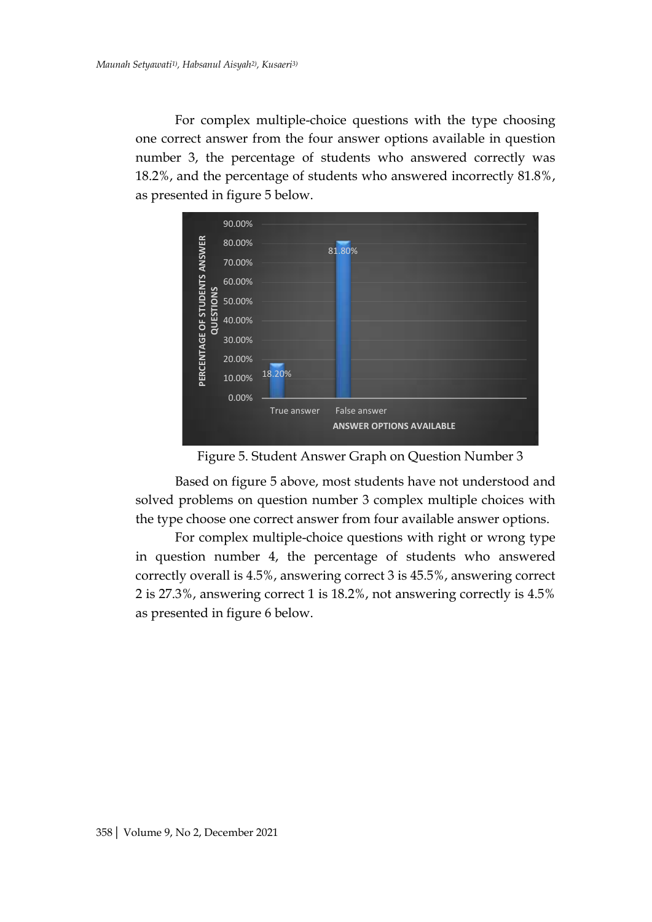For complex multiple-choice questions with the type choosing one correct answer from the four answer options available in question number 3, the percentage of students who answered correctly was 18.2%, and the percentage of students who answered incorrectly 81.8%, as presented in figure 5 below.

Figure 5. Student Answer Graph on Question Number 3

Based on figure 5 above, most students have not understood and solved problems on question number 3 complex multiple choices with the type choose one correct answer from four available answer options.

For complex multiple-choice questions with right or wrong type in question number 4, the percentage of students who answered correctly overall is 4.5%, answering correct 3 is 45.5%, answering correct 2 is 27.3%, answering correct 1 is 18.2%, not answering correctly is 4.5% as presented in figure 6 below.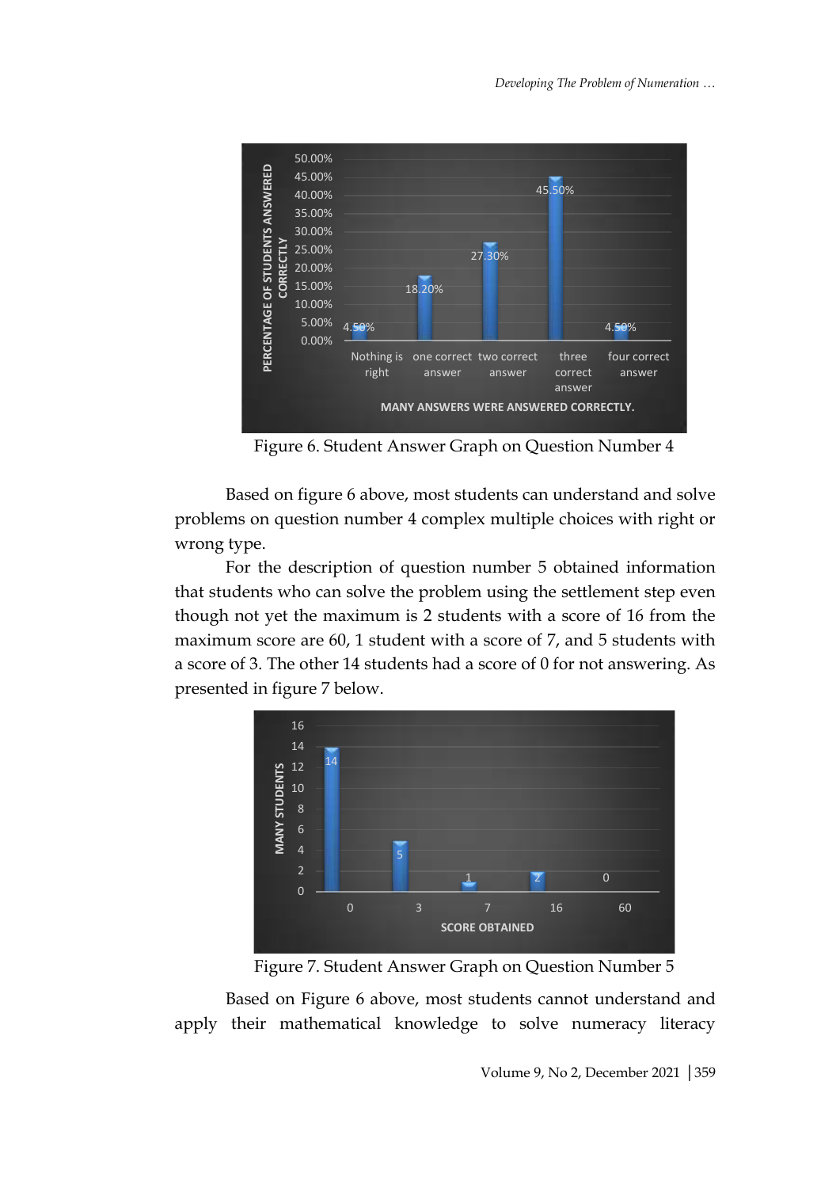Figure 6. Student Answer Graph on Question Number 4

Based on figure 6 above, most students can understand and solve problems on question number 4 complex multiple choices with right or wrong type.

For the description of question number 5 obtained information that students who can solve the problem using the settlement step even though not yet the maximum is 2 students with a score of 16 from the maximum score are 60, 1 student with a score of 7, and 5 students with a score of 3. The other 14 students had a score of 0 for not answering. As presented in figure 7 below.

Figure 7. Student Answer Graph on Question Number 5

Based on Figure 6 above, most students cannot understand and apply their mathematical knowledge to solve numeracy literacy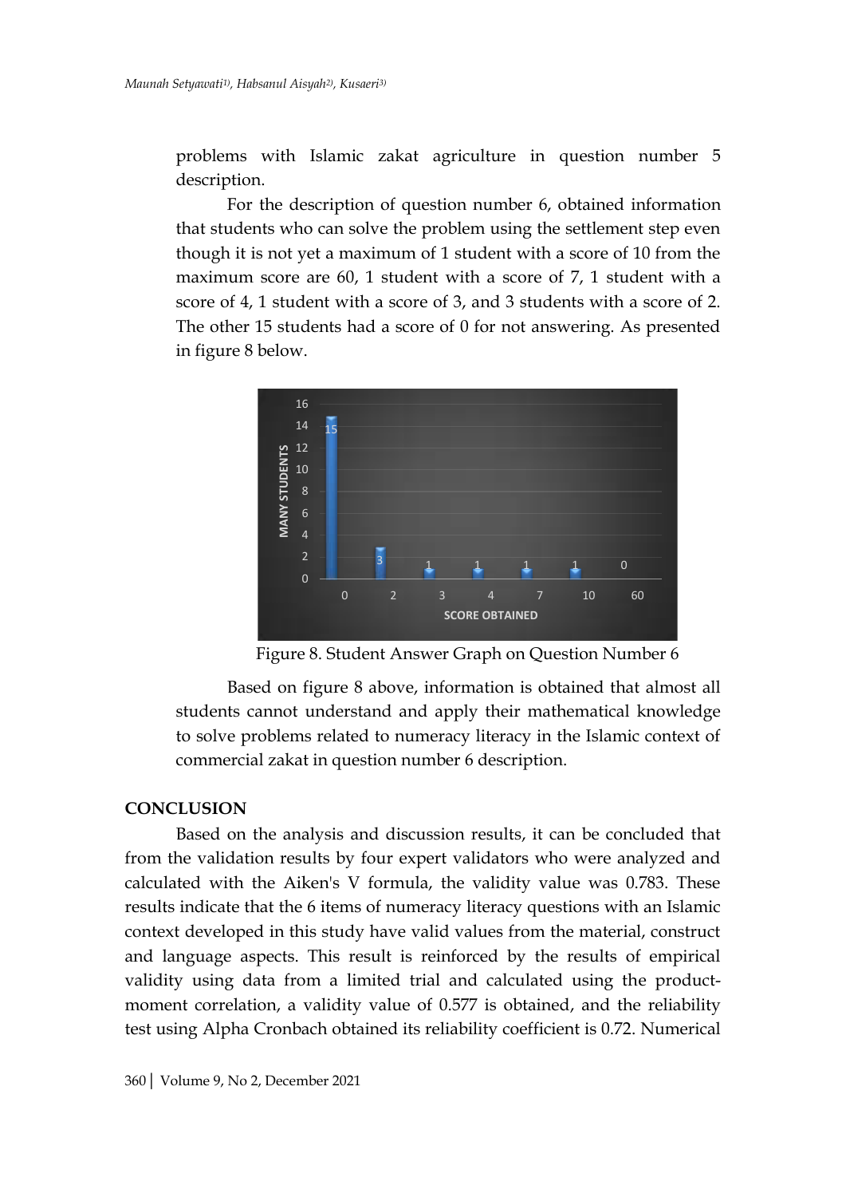problems with Islamic zakat agriculture in question number 5 description.

For the description of question number 6, obtained information that students who can solve the problem using the settlement step even though it is not yet a maximum of 1 student with a score of 10 from the maximum score are 60, 1 student with a score of 7, 1 student with a score of 4, 1 student with a score of 3, and 3 students with a score of 2. The other 15 students had a score of 0 for not answering. As presented in figure 8 below.

Figure 8. Student Answer Graph on Question Number 6

Based on figure 8 above, information is obtained that almost all students cannot understand and apply their mathematical knowledge to solve problems related to numeracy literacy in the Islamic context of commercial zakat in question number 6 description.

## CONCLUSION

Based on the analysis and discussion results, it can be concluded that from the validation results by four expert validators who were analyzed and calculated with the Aiken's V formula, the validity value was 0.783. These results indicate that the 6 items of numeracy literacy questions with an Islamic context developed in this study have valid values from the material, construct and language aspects. This result is reinforced by the results of empirical validity using data from a limited trial and calculated using the product-moment correlation, a validity value of 0.577 is obtained, and the reliability test using Alpha Cronbach obtained its reliability coefficient is 0.72. Numerical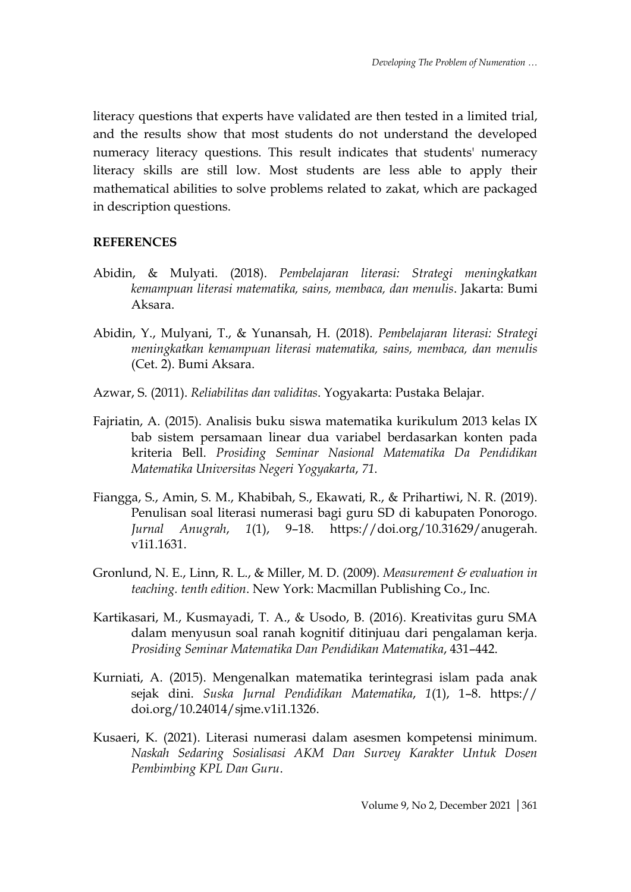literacy questions that experts have validated are then tested in a limited trial, and the results show that most students do not understand the developed numeracy literacy questions. This result indicates that students' numeracy literacy skills are still low. Most students are less able to apply their mathematical abilities to solve problems related to zakat, which are packaged in description questions.

## REFERENCES

Abidin, & Mulyati. (2018). *Pembelajaran literasi: Strategi meningkatkan kemampuan literasi matematika, sains, membaca, dan menulis*. Jakarta: Bumi Aksara.

Abidin, Y., Mulyani, T., & Yunansah, H. (2018). *Pembelajaran literasi: Strategi meningkatkan kemampuan literasi matematika, sains, membaca, dan menulis* (Cet. 2). Bumi Aksara.

Azwar, S. (2011). *Reliabilitas dan validitas*. Yogyakarta: Pustaka Belajar.

Fajriatin, A. (2015). Analisis buku siswa matematika kurikulum 2013 kelas IX bab sistem persamaan linear dua variabel berdasarkan konten pada kriteria Bell. *Prosiding Seminar Nasional Matematika Da Pendidikan Matematika Universitas Negeri Yogyakarta*, *71*.

Fiangga, S., Amin, S. M., Khabibah, S., Ekawati, R., & Prihartiwi, N. R. (2019). Penulisan soal literasi numerasi bagi guru SD di kabupaten Ponorogo. *Jurnal Anugrah*, *1*(1), 9–18. https://doi.org/10.31629/anugerah.v1i1.1631.

Gronlund, N. E., Linn, R. L., & Miller, M. D. (2009). *Measurement & evaluation in teaching. tenth edition*. New York: Macmillan Publishing Co., Inc.

Kartikasari, M., Kusmayadi, T. A., & Usodo, B. (2016). Kreativitas guru SMA dalam menyusun soal ranah kognitif ditinjuau dari pengalaman kerja. *Prosiding Seminar Matematika Dan Pendidikan Matematika*, 431–442.

Kurniati, A. (2015). Mengenalkan matematika terintegrasi islam pada anak sejak dini. *Suska Jurnal Pendidikan Matematika*, *1*(1), 1–8. https://doi.org/10.24014/sjme.v1i1.1326.

Kusaeri, K. (2021). Literasi numerasi dalam asesmen kompetensi minimum. *Naskah Sedaring Sosialisasi AKM Dan Survey Karakter Untuk Dosen Pembimbing KPL Dan Guru*.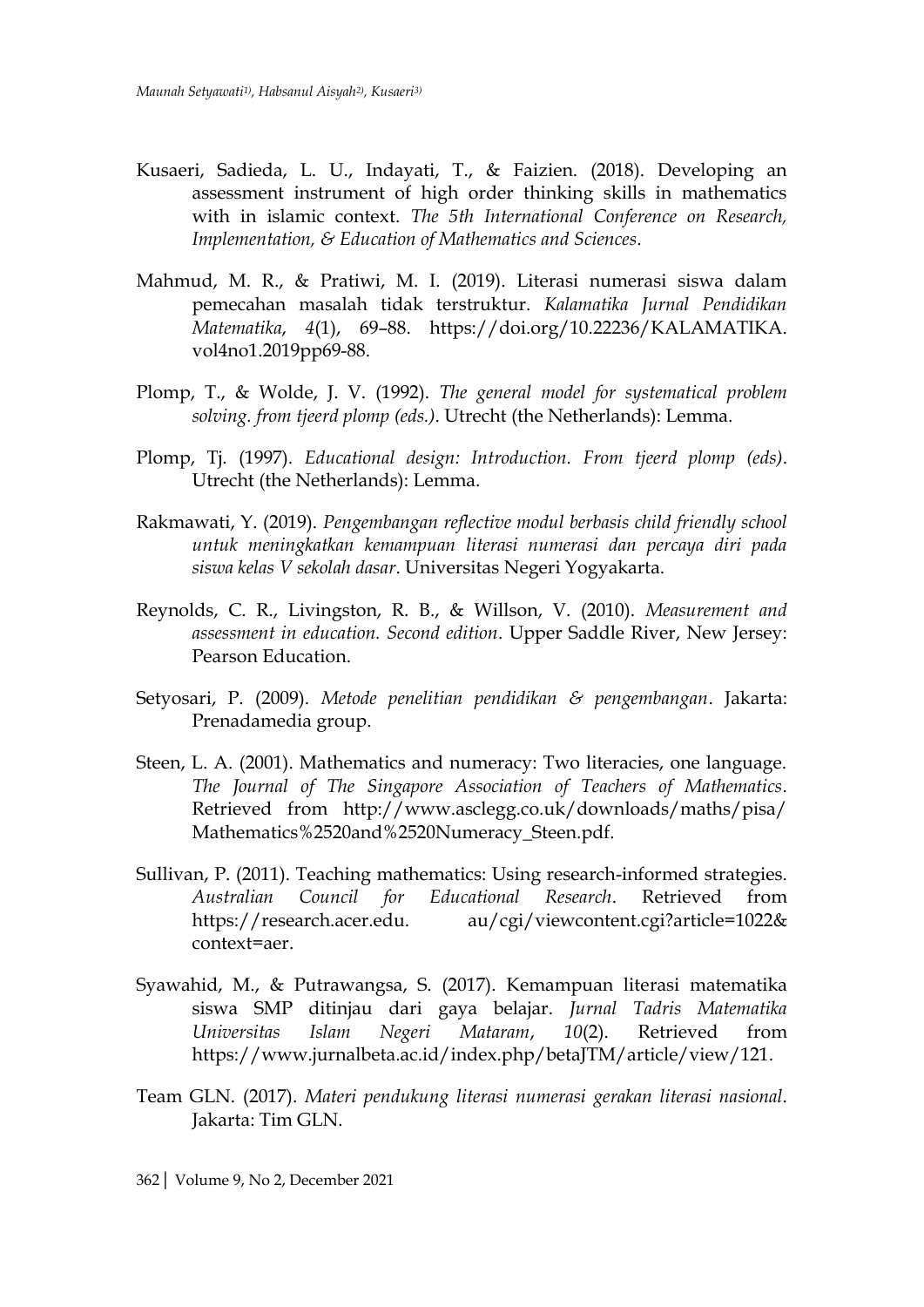Kusaeri, Sadieda, L. U., Indayati, T., & Faizien. (2018). Developing an assessment instrument of high order thinking skills in mathematics with in islamic context. *The 5th International Conference on Research, Implementation, & Education of Mathematics and Sciences*.

Mahmud, M. R., & Pratiwi, M. I. (2019). Literasi numerasi siswa dalam pemecahan masalah tidak terstruktur. *Kalamatika Jurnal Pendidikan Matematika*, *4*(1), 69–88. https://doi.org/10.22236/KALAMATIKA.vol4no1.2019pp69-88.

Plomp, T., & Wolde, J. V. (1992). *The general model for systematical problem solving. from tjeerd plomp (eds.)*. Utrecht (the Netherlands): Lemma.

Plomp, Tj. (1997). *Educational design: Introduction. From tjeerd plomp (eds)*. Utrecht (the Netherlands): Lemma.

Rakmawati, Y. (2019). *Pengembangan reflective modul berbasis child friendly school untuk meningkatkan kemampuan literasi numerasi dan percaya diri pada siswa kelas V sekolah dasar*. Universitas Negeri Yogyakarta.

Reynolds, C. R., Livingston, R. B., & Willson, V. (2010). *Measurement and assessment in education. Second edition*. Upper Saddle River, New Jersey: Pearson Education.

Setyosari, P. (2009). *Metode penelitian pendidikan & pengembangan*. Jakarta: Prenadamedia group.

Steen, L. A. (2001). Mathematics and numeracy: Two literacies, one language. *The Journal of The Singapore Association of Teachers of Mathematics*. Retrieved from http://www.asclegg.co.uk/downloads/maths/pisa/Mathematics%2520and%2520Numeracy_Steen.pdf.

Sullivan, P. (2011). Teaching mathematics: Using research-informed strategies. *Australian Council for Educational Research*. Retrieved from https://research.acer.edu. au/cgi/viewcontent.cgi?article=1022&context=aer.

Syawahid, M., & Putrawangsa, S. (2017). Kemampuan literasi matematika siswa SMP ditinjau dari gaya belajar. *Jurnal Tadris Matematika Universitas Islam Negeri Mataram*, *10*(2). Retrieved from https://www.jurnalbeta.ac.id/index.php/betaJTM/article/view/121.

Team GLN. (2017). *Materi pendukung literasi numerasi gerakan literasi nasional*. Jakarta: Tim GLN.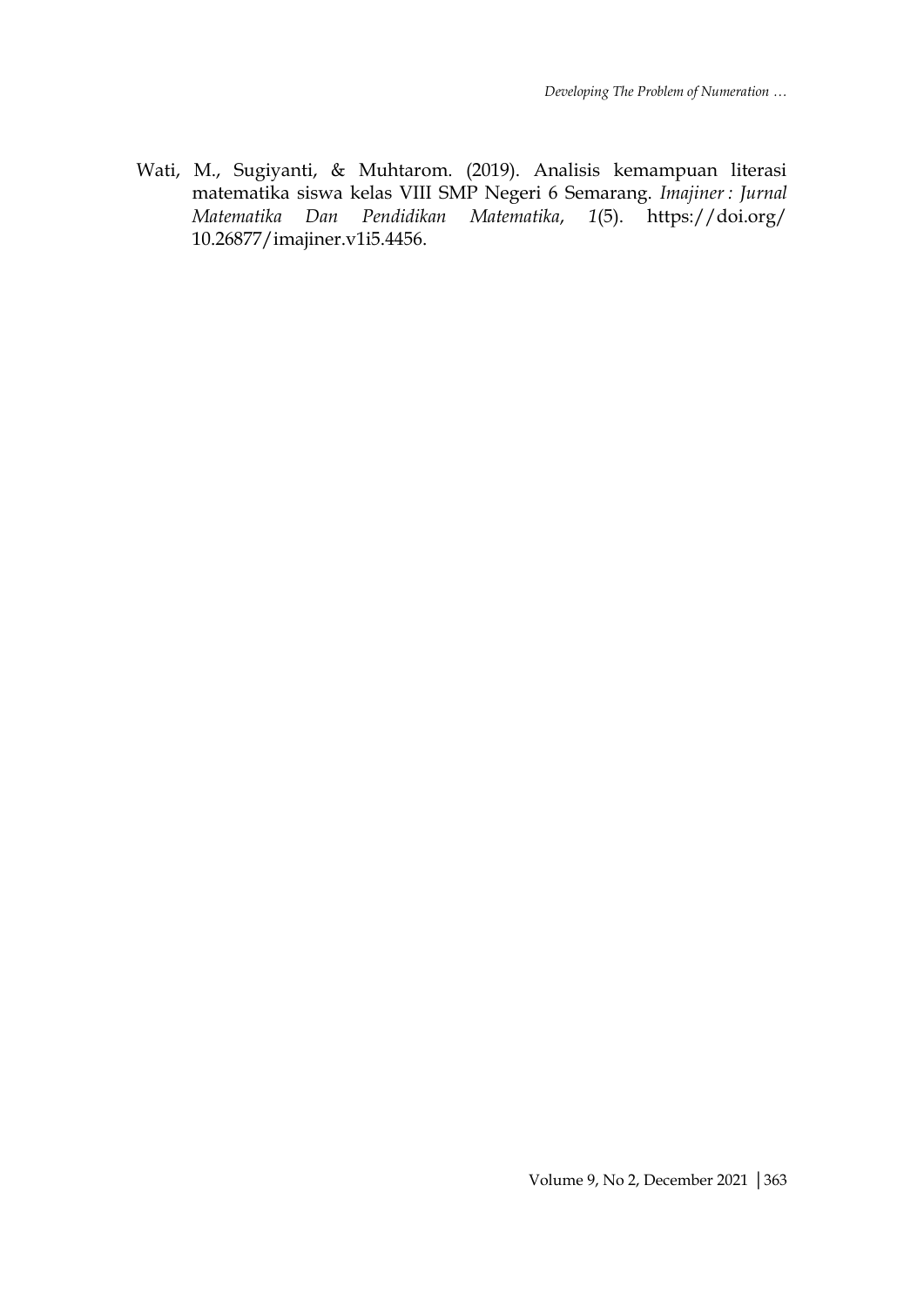Wati, M., Sugiyanti, & Muhtarom. (2019). Analisis kemampuan literasi matematika siswa kelas VIII SMP Negeri 6 Semarang. *Imajiner : Jurnal Matematika Dan Pendidikan Matematika*, *1*(5). https://doi.org/10.26877/imajiner.v1i5.4456.